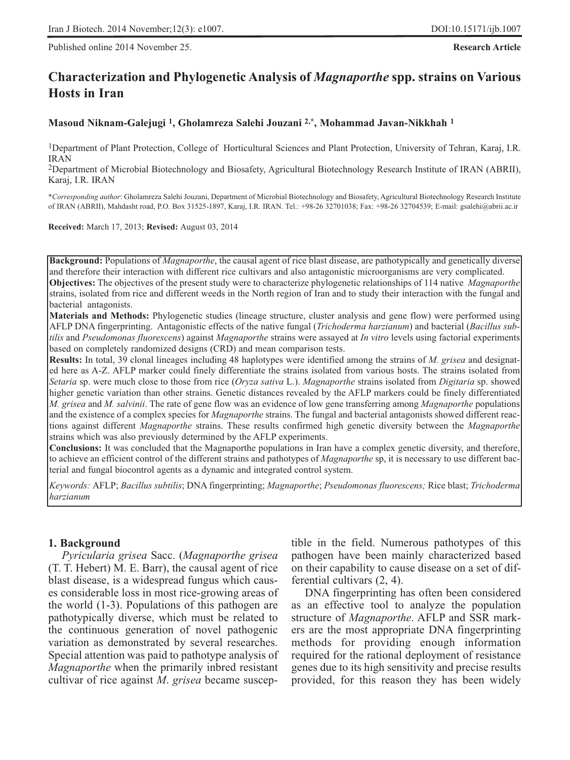Published online 2014 November 25.

**Research Article**

# Characterization and Phylogenetic Analysis of *Magnaporthe* spp. strains on Various Hosts in Iran

**Masoud Niknam-Galejugi [1], Gholamreza Salehi Jouzani [2,*], Mohammad Javan-Nikkhah [1]**

[1]Department of Plant Protection, College of Horticultural Sciences and Plant Protection, University of Tehran, Karaj, I.R. IRAN

[2]Department of Microbial Biotechnology and Biosafety, Agricultural Biotechnology Research Institute of IRAN (ABRII), Karaj, I.R. IRAN

\**Corresponding author*: Gholamreza Salehi Jouzani, Department of Microbial Biotechnology and Biosafety, Agricultural Biotechnology Research Institute of IRAN (ABRII), Mahdasht road, P.O. Box 31525-1897, Karaj, I.R. IRAN. Tel.: +98-26 32701038; Fax: +98-26 32704539; E-mail: gsalehi@abrii.ac.ir

**Received:** March 17, 2013; **Revised:** August 03, 2014

**Background:** Populations of *Magnaporthe*, the causal agent of rice blast disease, are pathotypically and genetically diverse and therefore their interaction with different rice cultivars and also antagonistic microorganisms are very complicated.

**Objectives:** The objectives of the present study were to characterize phylogenetic relationships of 114 native *Magnaporthe* strains, isolated from rice and different weeds in the North region of Iran and to study their interaction with the fungal and bacterial antagonists.

**Materials and Methods:** Phylogenetic studies (lineage structure, cluster analysis and gene flow) were performed using AFLP DNA fingerprinting. Antagonistic effects of the native fungal (*Trichoderma harzianum*) and bacterial (*Bacillus subtilis* and *Pseudomonas fluorescens*) against *Magnaporthe* strains were assayed at *In vitro* levels using factorial experiments based on completely randomized designs (CRD) and mean comparison tests.

**Results:** In total, 39 clonal lineages including 48 haplotypes were identified among the strains of *M. grisea* and designated here as A-Z. AFLP marker could finely differentiate the strains isolated from various hosts. The strains isolated from *Setaria* sp. were much close to those from rice (*Oryza sativa* L.). *Magnaporthe* strains isolated from *Digitaria* sp. showed higher genetic variation than other strains. Genetic distances revealed by the AFLP markers could be finely differentiated *M. grisea* and *M. salvinii*. The rate of gene flow was an evidence of low gene transferring among *Magnaporthe* populations and the existence of a complex species for *Magnaporthe* strains. The fungal and bacterial antagonists showed different reactions against different *Magnaporthe* strains. These results confirmed high genetic diversity between the *Magnaporthe* strains which was also previously determined by the AFLP experiments.

**Conclusions:** It was concluded that the Magnaporthe populations in Iran have a complex genetic diversity, and therefore, to achieve an efficient control of the different strains and pathotypes of *Magnaporthe* sp, it is necessary to use different bacterial and fungal biocontrol agents as a dynamic and integrated control system.

*Keywords:* AFLP; *Bacillus subtilis*; DNA fingerprinting; *Magnaporthe*; *Pseudomonas fluorescens;* Rice blast; *Trichoderma harzianum*

## 1. Background

*Pyricularia grisea* Sacc. (*Magnaporthe grisea* (T. T. Hebert) M. E. Barr), the causal agent of rice blast disease, is a widespread fungus which causes considerable loss in most rice-growing areas of the world (1-3). Populations of this pathogen are pathotypically diverse, which must be related to the continuous generation of novel pathogenic variation as demonstrated by several researches. Special attention was paid to pathotype analysis of *Magnaporthe* when the primarily inbred resistant cultivar of rice against *M. grisea* became susceptible in the field. Numerous pathotypes of this pathogen have been mainly characterized based on their capability to cause disease on a set of differential cultivars (2, 4).

DNA fingerprinting has often been considered as an effective tool to analyze the population structure of *Magnaporthe*. AFLP and SSR markers are the most appropriate DNA fingerprinting methods for providing enough information required for the rational deployment of resistance genes due to its high sensitivity and precise results provided, for this reason they has been widely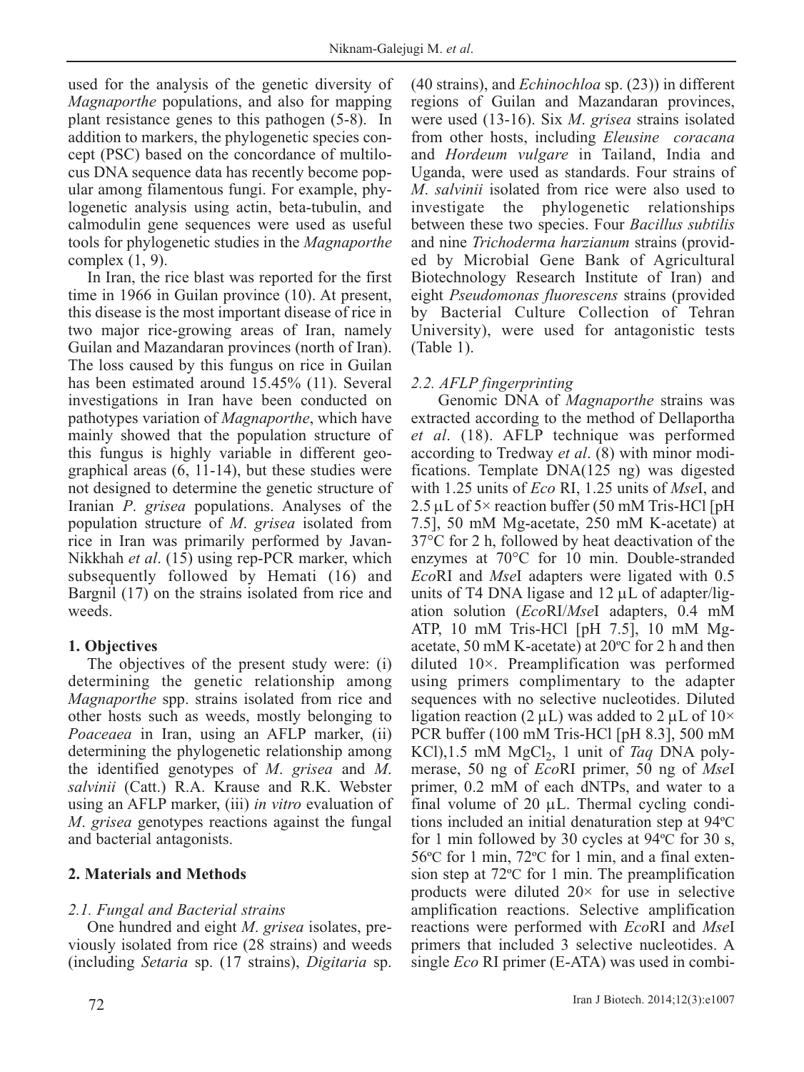used for the analysis of the genetic diversity of *Magnaporthe* populations, and also for mapping plant resistance genes to this pathogen (5-8). In addition to markers, the phylogenetic species concept (PSC) based on the concordance of multilocus DNA sequence data has recently become popular among filamentous fungi. For example, phylogenetic analysis using actin, beta-tubulin, and calmodulin gene sequences were used as useful tools for phylogenetic studies in the *Magnaporthe* complex (1, 9).

In Iran, the rice blast was reported for the first time in 1966 in Guilan province (10). At present, this disease is the most important disease of rice in two major rice-growing areas of Iran, namely Guilan and Mazandaran provinces (north of Iran). The loss caused by this fungus on rice in Guilan has been estimated around 15.45% (11). Several investigations in Iran have been conducted on pathotypes variation of *Magnaporthe*, which have mainly showed that the population structure of this fungus is highly variable in different geographical areas (6, 11-14), but these studies were not designed to determine the genetic structure of Iranian *P. grisea* populations. Analyses of the population structure of *M. grisea* isolated from rice in Iran was primarily performed by Javan-Nikkhah *et al*. (15) using rep-PCR marker, which subsequently followed by Hemati (16) and Bargnil (17) on the strains isolated from rice and weeds.

## 1. Objectives

The objectives of the present study were: (i) determining the genetic relationship among *Magnaporthe* spp. strains isolated from rice and other hosts such as weeds, mostly belonging to *Poaceaea* in Iran, using an AFLP marker, (ii) determining the phylogenetic relationship among the identified genotypes of *M. grisea* and *M. salvinii* (Catt.) R.A. Krause and R.K. Webster using an AFLP marker, (iii) *in vitro* evaluation of *M. grisea* genotypes reactions against the fungal and bacterial antagonists.

## 2. Materials and Methods

### *2.1. Fungal and Bacterial strains*

One hundred and eight *M. grisea* isolates, previously isolated from rice (28 strains) and weeds (including *Setaria* sp. (17 strains), *Digitaria* sp. (40 strains), and *Echinochloa* sp. (23)) in different regions of Guilan and Mazandaran provinces, were used (13-16). Six *M. grisea* strains isolated from other hosts, including *Eleusine coracana* and *Hordeum vulgare* in Tailand, India and Uganda, were used as standards. Four strains of *M. salvinii* isolated from rice were also used to investigate the phylogenetic relationships between these two species. Four *Bacillus subtilis* and nine *Trichoderma harzianum* strains (provided by Microbial Gene Bank of Agricultural Biotechnology Research Institute of Iran) and eight *Pseudomonas fluorescens* strains (provided by Bacterial Culture Collection of Tehran University), were used for antagonistic tests (Table 1).

### *2.2. AFLP fingerprinting*

Genomic DNA of *Magnaporthe* strains was extracted according to the method of Dellaportha *et al*. (18). AFLP technique was performed according to Tredway *et al*. (8) with minor modifications. Template DNA(125 ng) was digested with 1.25 units of *Eco* RI, 1.25 units of *Mse*I, and 2.5 µL of 5× reaction buffer (50 mM Tris-HCl [pH 7.5], 50 mM Mg-acetate, 250 mM K-acetate) at 37°C for 2 h, followed by heat deactivation of the enzymes at 70°C for 10 min. Double-stranded *Eco*RI and *Mse*I adapters were ligated with 0.5 units of T4 DNA ligase and 12 µL of adapter/ligation solution (*Eco*RI/*Mse*I adapters, 0.4 mM ATP, 10 mM Tris-HCl [pH 7.5], 10 mM Mg-acetate, 50 mM K-acetate) at 20ºC for 2 h and then diluted 10×. Preamplification was performed using primers complimentary to the adapter sequences with no selective nucleotides. Diluted ligation reaction (2 µL) was added to 2 µL of 10× PCR buffer (100 mM Tris-HCl [pH 8.3], 500 mM KCl),1.5 mM $MgCl_2$, 1 unit of *Taq* DNA polymerase, 50 ng of *Eco*RI primer, 50 ng of *Mse*I primer, 0.2 mM of each dNTPs, and water to a final volume of 20 µL. Thermal cycling conditions included an initial denaturation step at 94ºC for 1 min followed by 30 cycles at 94ºC for 30 s, 56ºC for 1 min, 72ºC for 1 min, and a final extension step at 72ºC for 1 min. The preamplification products were diluted 20× for use in selective amplification reactions. Selective amplification reactions were performed with *Eco*RI and *Mse*I primers that included 3 selective nucleotides. A single *Eco* RI primer (E-ATA) was used in combi-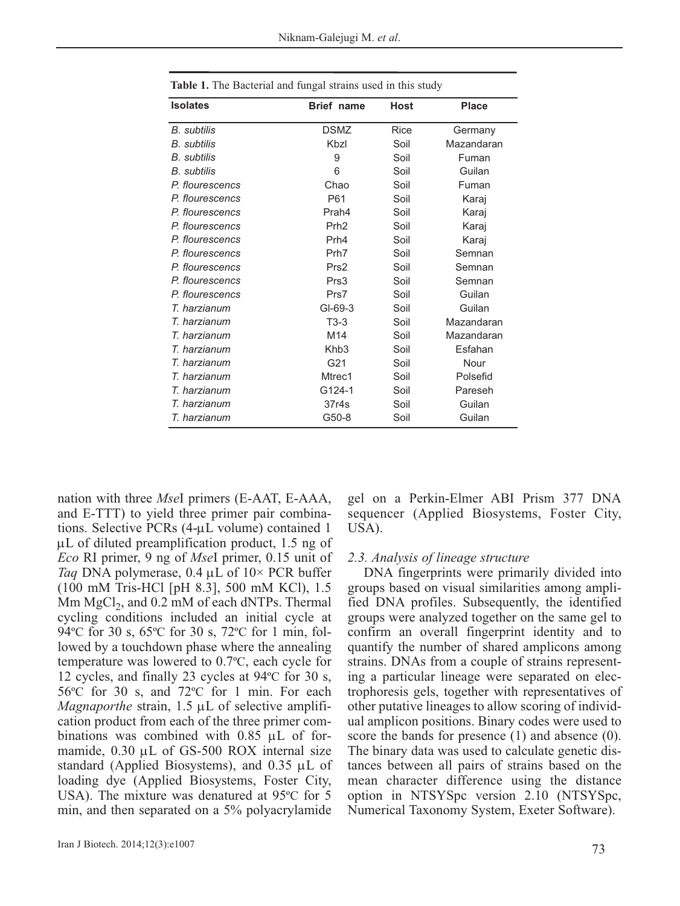**Table 1.** The Bacterial and fungal strains used in this study

| Isolates | Brief name | Host | Place |
|---|---|---|---|
| *B. subtilis* | DSMZ | Rice | Germany |
| *B. subtilis* | Kbzl | Soil | Mazandaran |
| *B. subtilis* | 9 | Soil | Fuman |
| *B. subtilis* | 6 | Soil | Guilan |
| *P. flourescencs* | Chao | Soil | Fuman |
| *P. flourescencs* | P61 | Soil | Karaj |
| *P. flourescencs* | Prah4 | Soil | Karaj |
| *P. flourescencs* | Prh2 | Soil | Karaj |
| *P. flourescencs* | Prh4 | Soil | Karaj |
| *P. flourescencs* | Prh7 | Soil | Semnan |
| *P. flourescencs* | Prs2 | Soil | Semnan |
| *P. flourescencs* | Prs3 | Soil | Semnan |
| *P. flourescencs* | Prs7 | Soil | Guilan |
| *T. harzianum* | Gl-69-3 | Soil | Guilan |
| *T. harzianum* | T3-3 | Soil | Mazandaran |
| *T. harzianum* | M14 | Soil | Mazandaran |
| *T. harzianum* | Khb3 | Soil | Esfahan |
| *T. harzianum* | G21 | Soil | Nour |
| *T. harzianum* | Mtrec1 | Soil | Polsefid |
| *T. harzianum* | G124-1 | Soil | Pareseh |
| *T. harzianum* | 37r4s | Soil | Guilan |
| *T. harzianum* | G50-8 | Soil | Guilan |

nation with three *Mse*I primers (E-AAT, E-AAA, and E-TTT) to yield three primer pair combinations. Selective PCRs (4-µL volume) contained 1 µL of diluted preamplification product, 1.5 ng of *Eco* RI primer, 9 ng of *Mse*I primer, 0.15 unit of *Taq* DNA polymerase, 0.4 µL of 10× PCR buffer (100 mM Tris-HCl [pH 8.3], 500 mM KCl), 1.5 Mm $MgCl_2$, and 0.2 mM of each dNTPs. Thermal cycling conditions included an initial cycle at 94ºC for 30 s, 65ºC for 30 s, 72ºC for 1 min, followed by a touchdown phase where the annealing temperature was lowered to 0.7ºC, each cycle for 12 cycles, and finally 23 cycles at 94ºC for 30 s, 56ºC for 30 s, and 72ºC for 1 min. For each *Magnaporthe* strain, 1.5 µL of selective amplification product from each of the three primer combinations was combined with 0.85 µL of formamide, 0.30 µL of GS-500 ROX internal size standard (Applied Biosystems), and 0.35 µL of loading dye (Applied Biosystems, Foster City, USA). The mixture was denatured at 95ºC for 5 min, and then separated on a 5% polyacrylamide gel on a Perkin-Elmer ABI Prism 377 DNA sequencer (Applied Biosystems, Foster City, USA).

### *2.3. Analysis of lineage structure*

DNA fingerprints were primarily divided into groups based on visual similarities among amplified DNA profiles. Subsequently, the identified groups were analyzed together on the same gel to confirm an overall fingerprint identity and to quantify the number of shared amplicons among strains. DNAs from a couple of strains representing a particular lineage were separated on electrophoresis gels, together with representatives of other putative lineages to allow scoring of individual amplicon positions. Binary codes were used to score the bands for presence (1) and absence (0). The binary data was used to calculate genetic distances between all pairs of strains based on the mean character difference using the distance option in NTSYSpc version 2.10 (NTSYSpc, Numerical Taxonomy System, Exeter Software).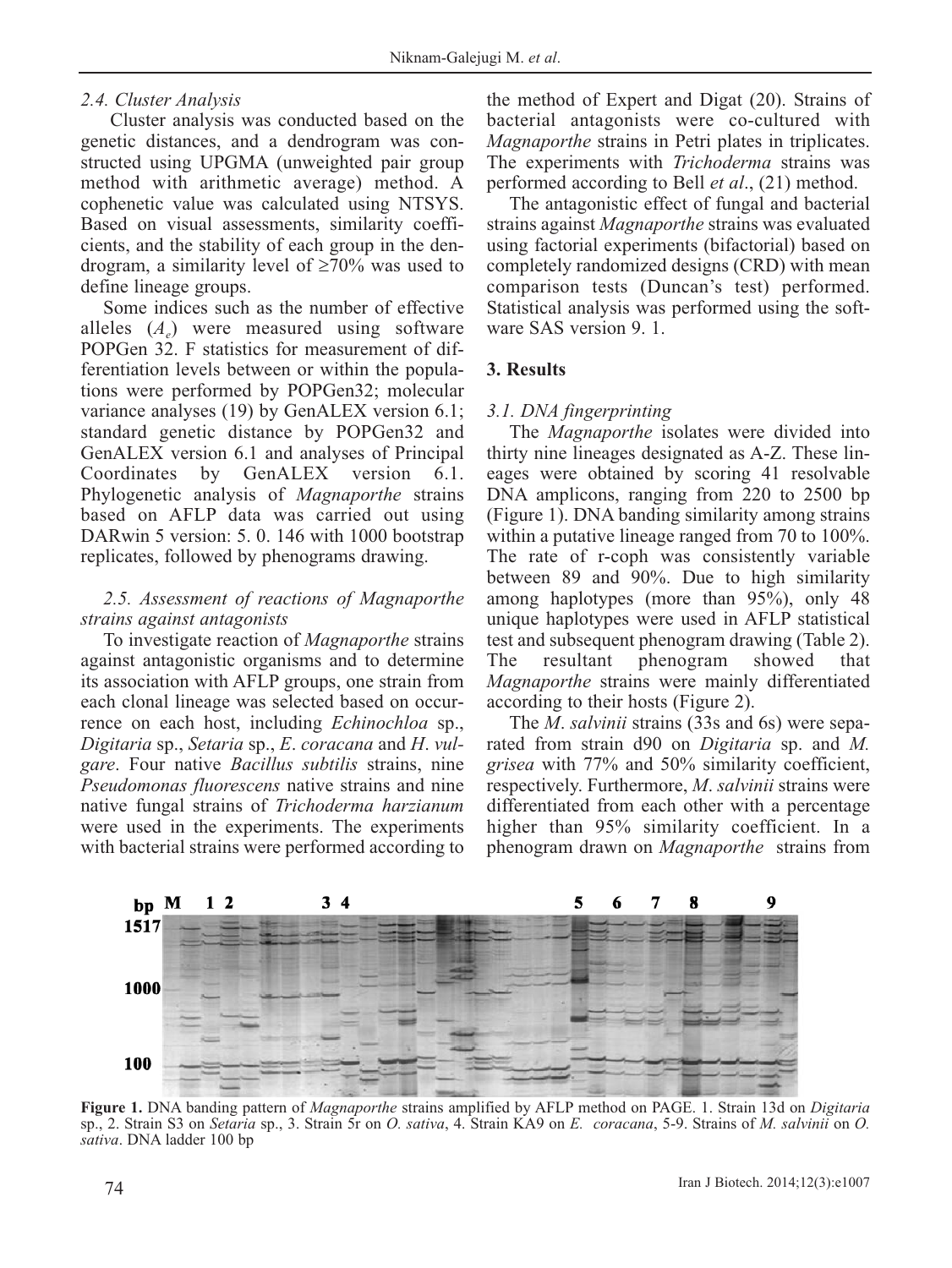### 2.4. Cluster Analysis

Cluster analysis was conducted based on the genetic distances, and a dendrogram was constructed using UPGMA (unweighted pair group method with arithmetic average) method. A cophenetic value was calculated using NTSYS. Based on visual assessments, similarity coefficients, and the stability of each group in the dendrogram, a similarity level of ≥70% was used to define lineage groups.

Some indices such as the number of effective alleles ($A_e$) were measured using software POPGen 32. F statistics for measurement of differentiation levels between or within the populations were performed by POPGen32; molecular variance analyses (19) by GenALEX version 6.1; standard genetic distance by POPGen32 and GenALEX version 6.1 and analyses of Principal Coordinates by GenALEX version 6.1. Phylogenetic analysis of *Magnaporthe* strains based on AFLP data was carried out using DARwin 5 version: 5. 0. 146 with 1000 bootstrap replicates, followed by phenograms drawing.

### 2.5. Assessment of reactions of Magnaporthe strains against antagonists

To investigate reaction of *Magnaporthe* strains against antagonistic organisms and to determine its association with AFLP groups, one strain from each clonal lineage was selected based on occurrence on each host, including *Echinochloa* sp., *Digitaria* sp., *Setaria* sp., *E*. *coracana* and *H*. *vulgare*. Four native *Bacillus subtilis* strains, nine *Pseudomonas fluorescens* native strains and nine native fungal strains of *Trichoderma harzianum* were used in the experiments. The experiments with bacterial strains were performed according to the method of Expert and Digat (20). Strains of bacterial antagonists were co-cultured with *Magnaporthe* strains in Petri plates in triplicates. The experiments with *Trichoderma* strains was performed according to Bell *et al*., (21) method.

The antagonistic effect of fungal and bacterial strains against *Magnaporthe* strains was evaluated using factorial experiments (bifactorial) based on completely randomized designs (CRD) with mean comparison tests (Duncan's test) performed. Statistical analysis was performed using the software SAS version 9. 1.

## 3. Results

### 3.1. DNA fingerprinting

The *Magnaporthe* isolates were divided into thirty nine lineages designated as A-Z. These lineages were obtained by scoring 41 resolvable DNA amplicons, ranging from 220 to 2500 bp (Figure 1). DNA banding similarity among strains within a putative lineage ranged from 70 to 100%. The rate of r-coph was consistently variable between 89 and 90%. Due to high similarity among haplotypes (more than 95%), only 48 unique haplotypes were used in AFLP statistical test and subsequent phenogram drawing (Table 2). The resultant phenogram showed that *Magnaporthe* strains were mainly differentiated according to their hosts (Figure 2).

The *M*. *salvinii* strains (33s and 6s) were separated from strain d90 on *Digitaria* sp. and *M. grisea* with 77% and 50% similarity coefficient, respectively. Furthermore, *M*. *salvinii* strains were differentiated from each other with a percentage higher than 95% similarity coefficient. In a phenogram drawn on *Magnaporthe* strains from

bp M 1 2 3 4 5 6 7 8 9
1517
1000
100

**Figure 1.** DNA banding pattern of *Magnaporthe* strains amplified by AFLP method on PAGE. 1. Strain 13d on *Digitaria* sp., 2. Strain S3 on *Setaria* sp., 3. Strain 5r on *O. sativa*, 4. Strain KA9 on *E. coracana*, 5-9. Strains of *M. salvinii* on *O. sativa*. DNA ladder 100 bp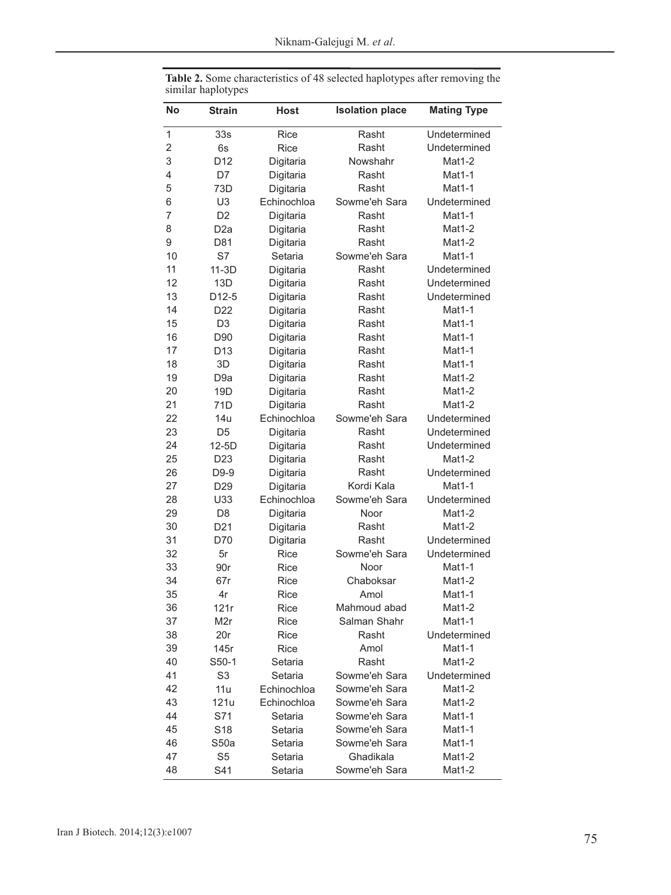**Table 2.** Some characteristics of 48 selected haplotypes after removing the similar haplotypes

| No | Strain | Host | Isolation place | Mating Type |
|---|---|---|---|---|
| 1 | 33s | Rice | Rasht | Undetermined |
| 2 | 6s | Rice | Rasht | Undetermined |
| 3 | D12 | Digitaria | Nowshahr | Mat1-2 |
| 4 | D7 | Digitaria | Rasht | Mat1-1 |
| 5 | 73D | Digitaria | Rasht | Mat1-1 |
| 6 | U3 | Echinochloa | Sowme'eh Sara | Undetermined |
| 7 | D2 | Digitaria | Rasht | Mat1-1 |
| 8 | D2a | Digitaria | Rasht | Mat1-2 |
| 9 | D81 | Digitaria | Rasht | Mat1-2 |
| 10 | S7 | Setaria | Sowme'eh Sara | Mat1-1 |
| 11 | 11-3D | Digitaria | Rasht | Undetermined |
| 12 | 13D | Digitaria | Rasht | Undetermined |
| 13 | D12-5 | Digitaria | Rasht | Undetermined |
| 14 | D22 | Digitaria | Rasht | Mat1-1 |
| 15 | D3 | Digitaria | Rasht | Mat1-1 |
| 16 | D90 | Digitaria | Rasht | Mat1-1 |
| 17 | D13 | Digitaria | Rasht | Mat1-1 |
| 18 | 3D | Digitaria | Rasht | Mat1-1 |
| 19 | D9a | Digitaria | Rasht | Mat1-2 |
| 20 | 19D | Digitaria | Rasht | Mat1-2 |
| 21 | 71D | Digitaria | Rasht | Mat1-2 |
| 22 | 14u | Echinochloa | Sowme'eh Sara | Undetermined |
| 23 | D5 | Digitaria | Rasht | Undetermined |
| 24 | 12-5D | Digitaria | Rasht | Undetermined |
| 25 | D23 | Digitaria | Rasht | Mat1-2 |
| 26 | D9-9 | Digitaria | Rasht | Undetermined |
| 27 | D29 | Digitaria | Kordi Kala | Mat1-1 |
| 28 | U33 | Echinochloa | Sowme'eh Sara | Undetermined |
| 29 | D8 | Digitaria | Noor | Mat1-2 |
| 30 | D21 | Digitaria | Rasht | Mat1-2 |
| 31 | D70 | Digitaria | Rasht | Undetermined |
| 32 | 5r | Rice | Sowme'eh Sara | Undetermined |
| 33 | 90r | Rice | Noor | Mat1-1 |
| 34 | 67r | Rice | Chaboksar | Mat1-2 |
| 35 | 4r | Rice | Amol | Mat1-1 |
| 36 | 121r | Rice | Mahmoud abad | Mat1-2 |
| 37 | M2r | Rice | Salman Shahr | Mat1-1 |
| 38 | 20r | Rice | Rasht | Undetermined |
| 39 | 145r | Rice | Amol | Mat1-1 |
| 40 | S50-1 | Setaria | Rasht | Mat1-2 |
| 41 | S3 | Setaria | Sowme'eh Sara | Undetermined |
| 42 | 11u | Echinochloa | Sowme'eh Sara | Mat1-2 |
| 43 | 121u | Echinochloa | Sowme'eh Sara | Mat1-2 |
| 44 | S71 | Setaria | Sowme'eh Sara | Mat1-1 |
| 45 | S18 | Setaria | Sowme'eh Sara | Mat1-1 |
| 46 | S50a | Setaria | Sowme'eh Sara | Mat1-1 |
| 47 | S5 | Setaria | Ghadikala | Mat1-2 |
| 48 | S41 | Setaria | Sowme'eh Sara | Mat1-2 |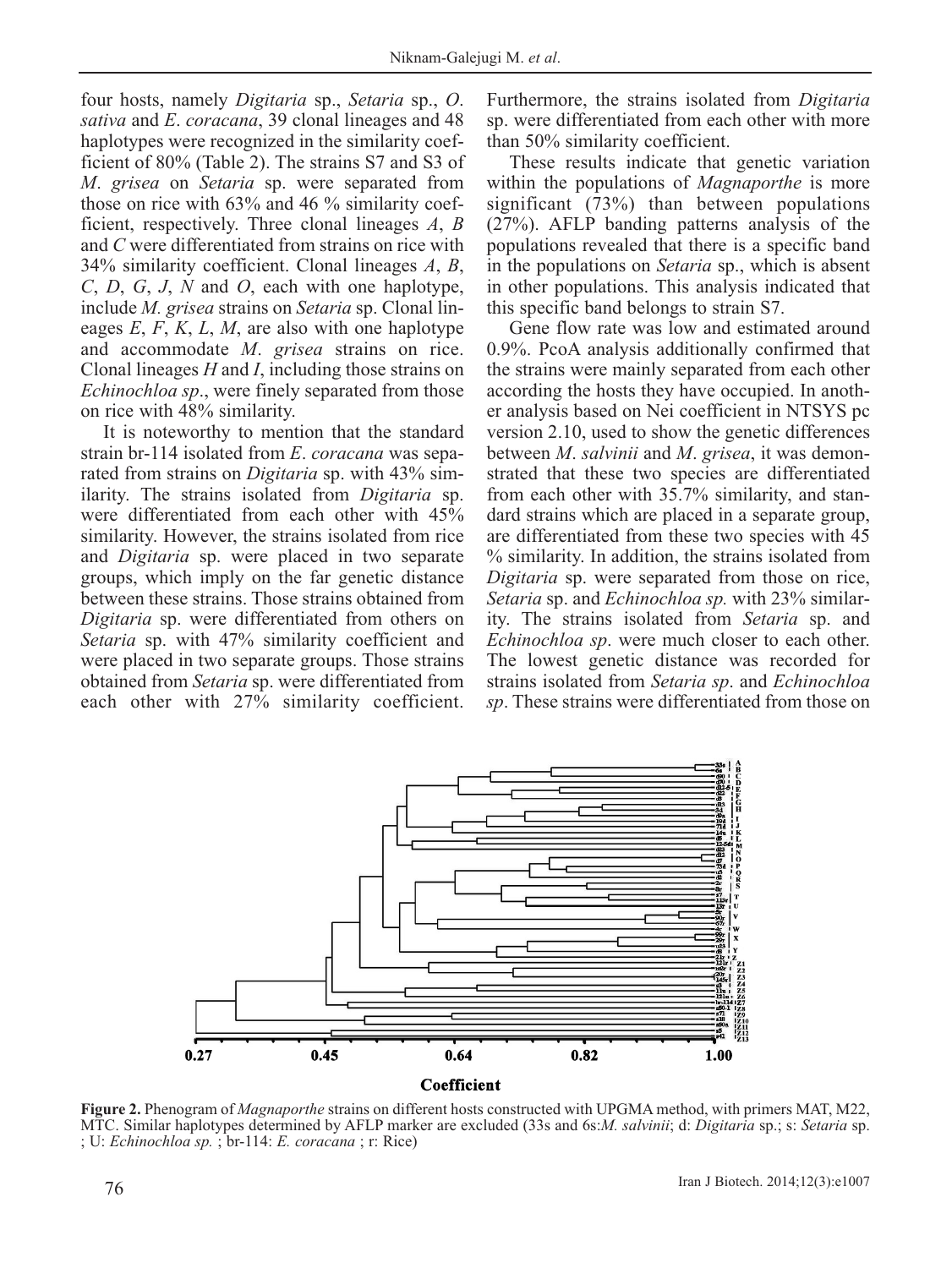four hosts, namely *Digitaria* sp., *Setaria* sp., *O. sativa* and *E. coracana*, 39 clonal lineages and 48 haplotypes were recognized in the similarity coefficient of 80% (Table 2). The strains S7 and S3 of *M. grisea* on *Setaria* sp. were separated from those on rice with 63% and 46 % similarity coefficient, respectively. Three clonal lineages *A*, *B* and *C* were differentiated from strains on rice with 34% similarity coefficient. Clonal lineages *A*, *B*, *C*, *D*, *G*, *J*, *N* and *O*, each with one haplotype, include *M. grisea* strains on *Setaria* sp. Clonal lineages *E*, *F*, *K*, *L*, *M*, are also with one haplotype and accommodate *M. grisea* strains on rice. Clonal lineages *H* and *I*, including those strains on *Echinochloa sp*., were finely separated from those on rice with 48% similarity.

It is noteworthy to mention that the standard strain br-114 isolated from *E. coracana* was separated from strains on *Digitaria* sp. with 43% similarity. The strains isolated from *Digitaria* sp. were differentiated from each other with 45% similarity. However, the strains isolated from rice and *Digitaria* sp. were placed in two separate groups, which imply on the far genetic distance between these strains. Those strains obtained from *Digitaria* sp. were differentiated from others on *Setaria* sp. with 47% similarity coefficient and were placed in two separate groups. Those strains obtained from *Setaria* sp. were differentiated from each other with 27% similarity coefficient. Furthermore, the strains isolated from *Digitaria* sp. were differentiated from each other with more than 50% similarity coefficient.

These results indicate that genetic variation within the populations of *Magnaporthe* is more significant (73%) than between populations (27%). AFLP banding patterns analysis of the populations revealed that there is a specific band in the populations on *Setaria* sp., which is absent in other populations. This analysis indicated that this specific band belongs to strain S7.

Gene flow rate was low and estimated around 0.9%. PcoA analysis additionally confirmed that the strains were mainly separated from each other according the hosts they have occupied. In another analysis based on Nei coefficient in NTSYS pc version 2.10, used to show the genetic differences between *M. salvinii* and *M. grisea*, it was demonstrated that these two species are differentiated from each other with 35.7% similarity, and standard strains which are placed in a separate group, are differentiated from these two species with 45 % similarity. In addition, the strains isolated from *Digitaria* sp. were separated from those on rice, *Setaria* sp. and *Echinochloa sp.* with 23% similarity. The strains isolated from *Setaria* sp. and *Echinochloa sp*. were much closer to each other. The lowest genetic distance was recorded for strains isolated from *Setaria sp*. and *Echinochloa sp*. These strains were differentiated from those on

0.27 0.45 0.64 0.82 1.00

Coefficient

**Figure 2.** Phenogram of *Magnaporthe* strains on different hosts constructed with UPGMA method, with primers MAT, M22, MTC. Similar haplotypes determined by AFLP marker are excluded (33s and 6s:*M. salvinii*; d: *Digitaria* sp.; s: *Setaria* sp. ; U: *Echinochloa sp.* ; br-114: *E. coracana* ; r: Rice)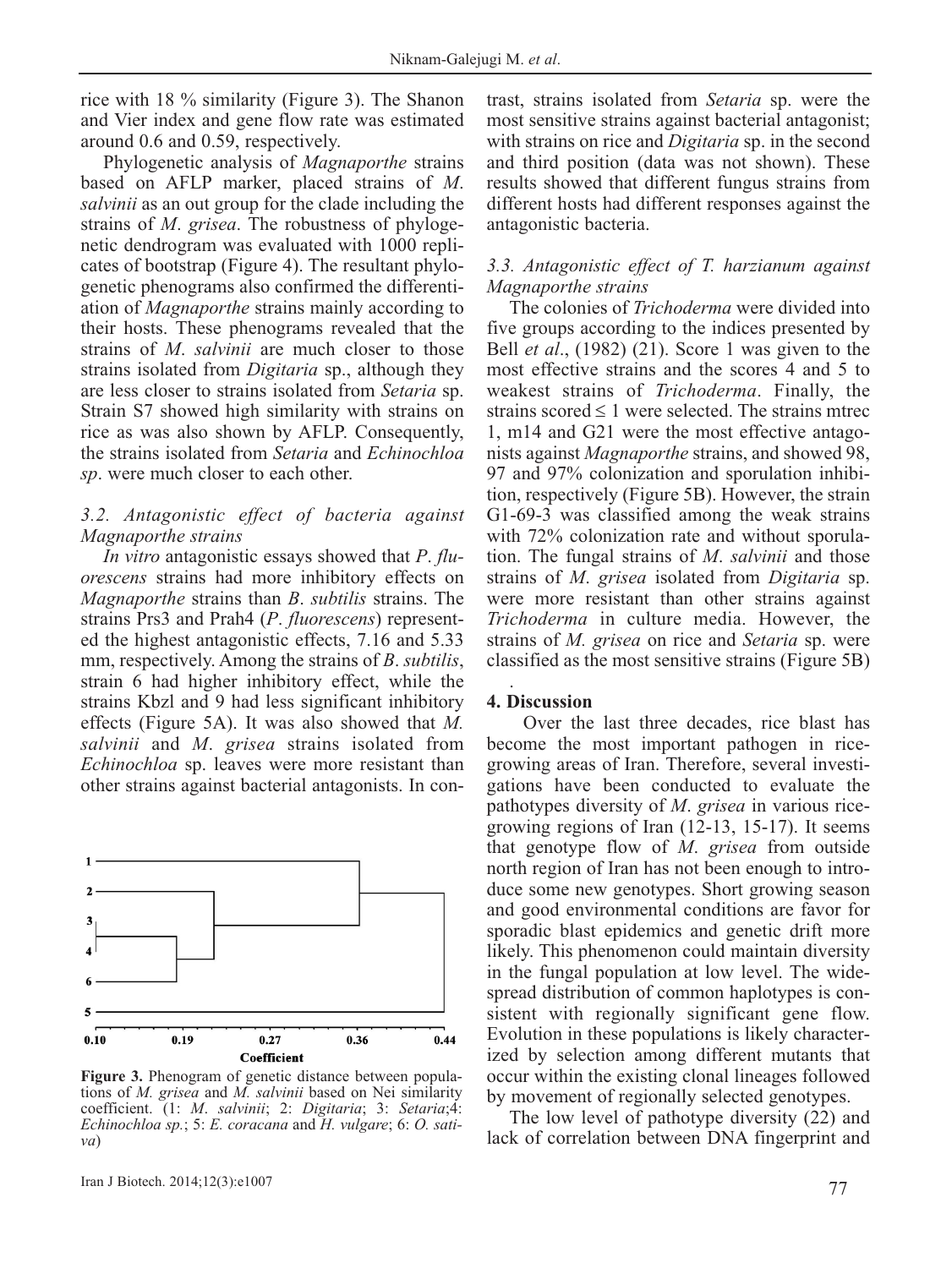rice with 18 % similarity (Figure 3). The Shanon and Vier index and gene flow rate was estimated around 0.6 and 0.59, respectively.

Phylogenetic analysis of *Magnaporthe* strains based on AFLP marker, placed strains of *M. salvinii* as an out group for the clade including the strains of *M. grisea*. The robustness of phylogenetic dendrogram was evaluated with 1000 replicates of bootstrap (Figure 4). The resultant phylogenetic phenograms also confirmed the differentiation of *Magnaporthe* strains mainly according to their hosts. These phenograms revealed that the strains of *M. salvinii* are much closer to those strains isolated from *Digitaria* sp., although they are less closer to strains isolated from *Setaria* sp. Strain S7 showed high similarity with strains on rice as was also shown by AFLP. Consequently, the strains isolated from *Setaria* and *Echinochloa sp*. were much closer to each other.

### 3.2. Antagonistic effect of bacteria against Magnaporthe strains

*In vitro* antagonistic essays showed that *P. fluorescens* strains had more inhibitory effects on *Magnaporthe* strains than *B. subtilis* strains. The strains Prs3 and Prah4 (*P. fluorescens*) represented the highest antagonistic effects, 7.16 and 5.33 mm, respectively. Among the strains of *B. subtilis*, strain 6 had higher inhibitory effect, while the strains Kbzl and 9 had less significant inhibitory effects (Figure 5A). It was also showed that *M. salvinii* and *M. grisea* strains isolated from *Echinochloa* sp. leaves were more resistant than other strains against bacterial antagonists. In contrast, strains isolated from *Setaria* sp. were the most sensitive strains against bacterial antagonist; with strains on rice and *Digitaria* sp. in the second and third position (data was not shown). These results showed that different fungus strains from different hosts had different responses against the antagonistic bacteria.

1
2
3
4
6
5
0.10 0.19 0.27 0.36 0.44
Coefficient

**Figure 3.** Phenogram of genetic distance between populations of *M. grisea* and *M. salvinii* based on Nei similarity coefficient. (1: *M. salvinii*; 2: *Digitaria*; 3: *Setaria*;4: *Echinochloa sp.*; 5: *E. coracana* and *H. vulgare*; 6: *O. sativa*)

### 3.3. Antagonistic effect of T. harzianum against Magnaporthe strains

The colonies of *Trichoderma* were divided into five groups according to the indices presented by Bell *et al*., (1982) (21). Score 1 was given to the most effective strains and the scores 4 and 5 to weakest strains of *Trichoderma*. Finally, the strains scored ≤ 1 were selected. The strains mtrec 1, m14 and G21 were the most effective antagonists against *Magnaporthe* strains, and showed 98, 97 and 97% colonization and sporulation inhibition, respectively (Figure 5B). However, the strain G1-69-3 was classified among the weak strains with 72% colonization rate and without sporulation. The fungal strains of *M. salvinii* and those strains of *M. grisea* isolated from *Digitaria* sp. were more resistant than other strains against *Trichoderma* in culture media. However, the strains of *M. grisea* on rice and *Setaria* sp. were classified as the most sensitive strains (Figure 5B)

.

## 4. Discussion

Over the last three decades, rice blast has become the most important pathogen in rice-growing areas of Iran. Therefore, several investigations have been conducted to evaluate the pathotypes diversity of *M. grisea* in various rice-growing regions of Iran (12-13, 15-17). It seems that genotype flow of *M. grisea* from outside north region of Iran has not been enough to introduce some new genotypes. Short growing season and good environmental conditions are favor for sporadic blast epidemics and genetic drift more likely. This phenomenon could maintain diversity in the fungal population at low level. The widespread distribution of common haplotypes is consistent with regionally significant gene flow. Evolution in these populations is likely characterized by selection among different mutants that occur within the existing clonal lineages followed by movement of regionally selected genotypes.

The low level of pathotype diversity (22) and lack of correlation between DNA fingerprint and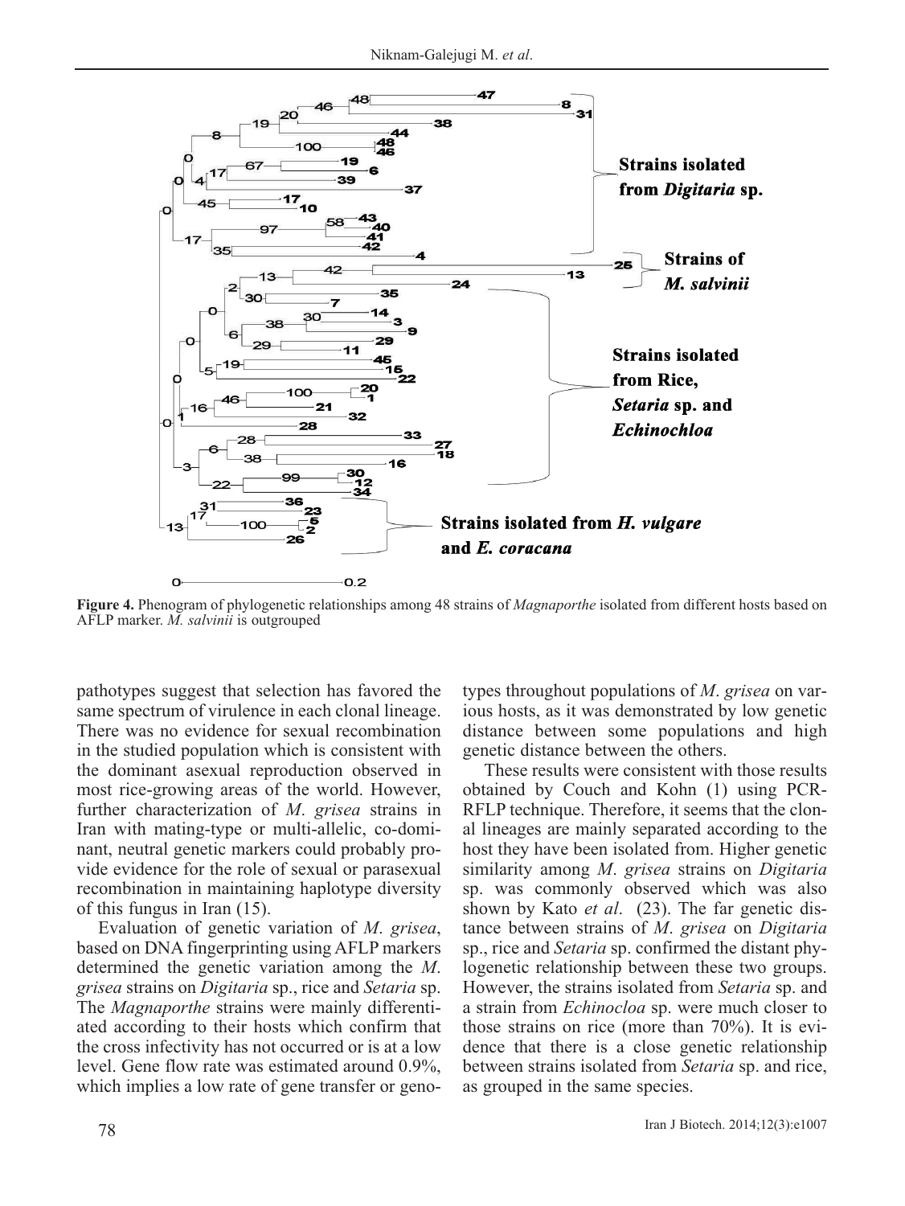Strains isolated from *Digitaria* sp.

Strains of *M. salvinii*

Strains isolated from Rice, *Setaria* sp. and *Echinochloa*

Strains isolated from *H. vulgare* and *E. coracana*

0.2

**Figure 4.** Phenogram of phylogenetic relationships among 48 strains of *Magnaporthe* isolated from different hosts based on AFLP marker. *M. salvinii* is outgrouped

pathotypes suggest that selection has favored the same spectrum of virulence in each clonal lineage. There was no evidence for sexual recombination in the studied population which is consistent with the dominant asexual reproduction observed in most rice-growing areas of the world. However, further characterization of *M. grisea* strains in Iran with mating-type or multi-allelic, co-dominant, neutral genetic markers could probably provide evidence for the role of sexual or parasexual recombination in maintaining haplotype diversity of this fungus in Iran (15).

Evaluation of genetic variation of *M. grisea*, based on DNA fingerprinting using AFLP markers determined the genetic variation among the *M. grisea* strains on *Digitaria* sp., rice and *Setaria* sp. The *Magnaporthe* strains were mainly differentiated according to their hosts which confirm that the cross infectivity has not occurred or is at a low level. Gene flow rate was estimated around 0.9%, which implies a low rate of gene transfer or genotypes throughout populations of *M. grisea* on various hosts, as it was demonstrated by low genetic distance between some populations and high genetic distance between the others.

These results were consistent with those results obtained by Couch and Kohn (1) using PCR-RFLP technique. Therefore, it seems that the clonal lineages are mainly separated according to the host they have been isolated from. Higher genetic similarity among *M. grisea* strains on *Digitaria* sp. was commonly observed which was also shown by Kato *et al*. (23). The far genetic distance between strains of *M. grisea* on *Digitaria* sp., rice and *Setaria* sp. confirmed the distant phylogenetic relationship between these two groups. However, the strains isolated from *Setaria* sp. and a strain from *Echinocloa* sp. were much closer to those strains on rice (more than 70%). It is evidence that there is a close genetic relationship between strains isolated from *Setaria* sp. and rice, as grouped in the same species.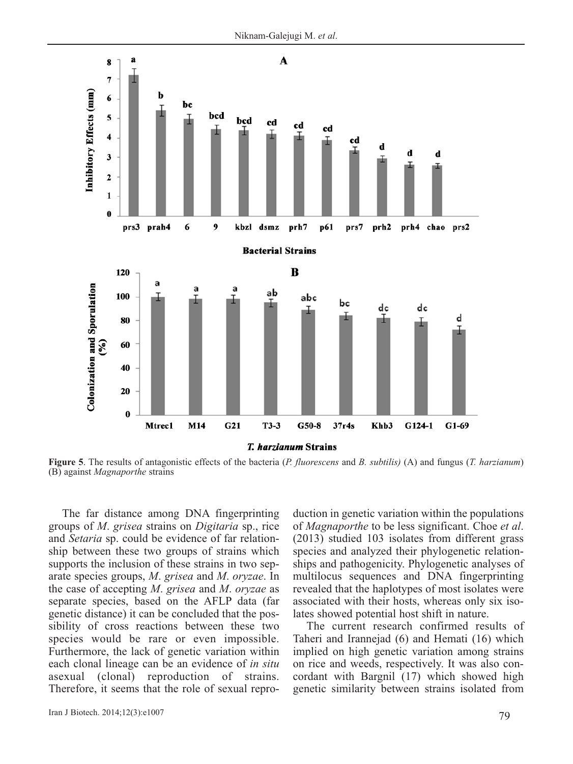A

8
7
6
5
4
3
2
1
0

Inhibitory Effects (mm)

a b bc bcd bcd cd cd cd cd d d d

prs3 prah4 6 9 kbzl dsmz prh7 p61 prs7 prh2 prh4 chao prs2

Bacterial Strains

B

120
100
80
60
40
20
0

Colonization and Sporulation (%)

a a a ab abc bc dc dc d

Mtrec1 M14 G21 T3-3 G50-8 37r4s Khb3 G124-1 G1-69

*T. harzianum* Strains

**Figure 5**. The results of antagonistic effects of the bacteria (*P. fluorescens* and *B. subtilis)* (A) and fungus (*T. harzianum*) (B) against *Magnaporthe* strains

The far distance among DNA fingerprinting groups of *M*. *grisea* strains on *Digitaria* sp., rice and *Setaria* sp. could be evidence of far relationship between these two groups of strains which supports the inclusion of these strains in two separate species groups, *M*. *grisea* and *M*. *oryzae*. In the case of accepting *M*. *grisea* and *M*. *oryzae* as separate species, based on the AFLP data (far genetic distance) it can be concluded that the possibility of cross reactions between these two species would be rare or even impossible. Furthermore, the lack of genetic variation within each clonal lineage can be an evidence of *in situ* asexual (clonal) reproduction of strains. Therefore, it seems that the role of sexual reproduction in genetic variation within the populations of *Magnaporthe* to be less significant. Choe *et al*. (2013) studied 103 isolates from different grass species and analyzed their phylogenetic relationships and pathogenicity. Phylogenetic analyses of multilocus sequences and DNA fingerprinting revealed that the haplotypes of most isolates were associated with their hosts, whereas only six isolates showed potential host shift in nature.

The current research confirmed results of Taheri and Irannejad (6) and Hemati (16) which implied on high genetic variation among strains on rice and weeds, respectively. It was also concordant with Bargnil (17) which showed high genetic similarity between strains isolated from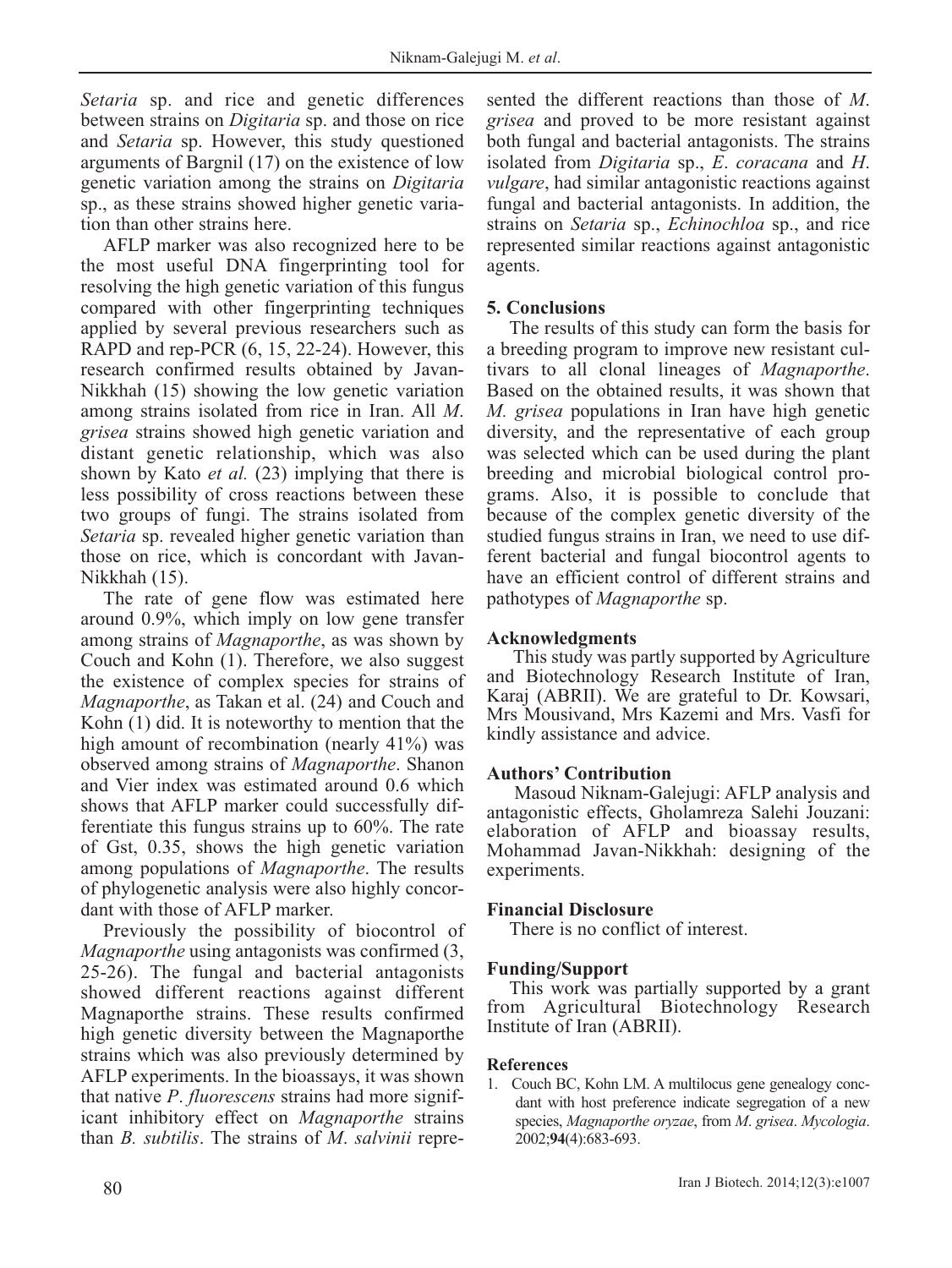*Setaria* sp. and rice and genetic differences between strains on *Digitaria* sp. and those on rice and *Setaria* sp. However, this study questioned arguments of Bargnil (17) on the existence of low genetic variation among the strains on *Digitaria* sp., as these strains showed higher genetic variation than other strains here.

AFLP marker was also recognized here to be the most useful DNA fingerprinting tool for resolving the high genetic variation of this fungus compared with other fingerprinting techniques applied by several previous researchers such as RAPD and rep-PCR (6, 15, 22-24). However, this research confirmed results obtained by Javan-Nikkhah (15) showing the low genetic variation among strains isolated from rice in Iran. All *M. grisea* strains showed high genetic variation and distant genetic relationship, which was also shown by Kato *et al.* (23) implying that there is less possibility of cross reactions between these two groups of fungi. The strains isolated from *Setaria* sp. revealed higher genetic variation than those on rice, which is concordant with Javan-Nikkhah (15).

The rate of gene flow was estimated here around 0.9%, which imply on low gene transfer among strains of *Magnaporthe*, as was shown by Couch and Kohn (1). Therefore, we also suggest the existence of complex species for strains of *Magnaporthe*, as Takan et al. (24) and Couch and Kohn (1) did. It is noteworthy to mention that the high amount of recombination (nearly 41%) was observed among strains of *Magnaporthe*. Shanon and Vier index was estimated around 0.6 which shows that AFLP marker could successfully differentiate this fungus strains up to 60%. The rate of Gst, 0.35, shows the high genetic variation among populations of *Magnaporthe*. The results of phylogenetic analysis were also highly concordant with those of AFLP marker.

Previously the possibility of biocontrol of *Magnaporthe* using antagonists was confirmed (3, 25-26). The fungal and bacterial antagonists showed different reactions against different Magnaporthe strains. These results confirmed high genetic diversity between the Magnaporthe strains which was also previously determined by AFLP experiments. In the bioassays, it was shown that native *P. fluorescens* strains had more significant inhibitory effect on *Magnaporthe* strains than *B. subtilis*. The strains of *M. salvinii* represented the different reactions than those of *M. grisea* and proved to be more resistant against both fungal and bacterial antagonists. The strains isolated from *Digitaria* sp., *E. coracana* and *H. vulgare*, had similar antagonistic reactions against fungal and bacterial antagonists. In addition, the strains on *Setaria* sp., *Echinochloa* sp., and rice represented similar reactions against antagonistic agents.

## 5. Conclusions

The results of this study can form the basis for a breeding program to improve new resistant cultivars to all clonal lineages of *Magnaporthe*. Based on the obtained results, it was shown that *M. grisea* populations in Iran have high genetic diversity, and the representative of each group was selected which can be used during the plant breeding and microbial biological control programs. Also, it is possible to conclude that because of the complex genetic diversity of the studied fungus strains in Iran, we need to use different bacterial and fungal biocontrol agents to have an efficient control of different strains and pathotypes of *Magnaporthe* sp.

## Acknowledgments

This study was partly supported by Agriculture and Biotechnology Research Institute of Iran, Karaj (ABRII). We are grateful to Dr. Kowsari, Mrs Mousivand, Mrs Kazemi and Mrs. Vasfi for kindly assistance and advice.

## Authors' Contribution

Masoud Niknam-Galejugi: AFLP analysis and antagonistic effects, Gholamreza Salehi Jouzani: elaboration of AFLP and bioassay results, Mohammad Javan-Nikkhah: designing of the experiments.

## Financial Disclosure

There is no conflict of interest.

## Funding/Support

This work was partially supported by a grant from Agricultural Biotechnology Research Institute of Iran (ABRII).

## References

1. Couch BC, Kohn LM. A multilocus gene genealogy concdant with host preference indicate segregation of a new species, *Magnaporthe oryzae*, from *M. grisea*. *Mycologia*. 2002;**94**(4):683-693.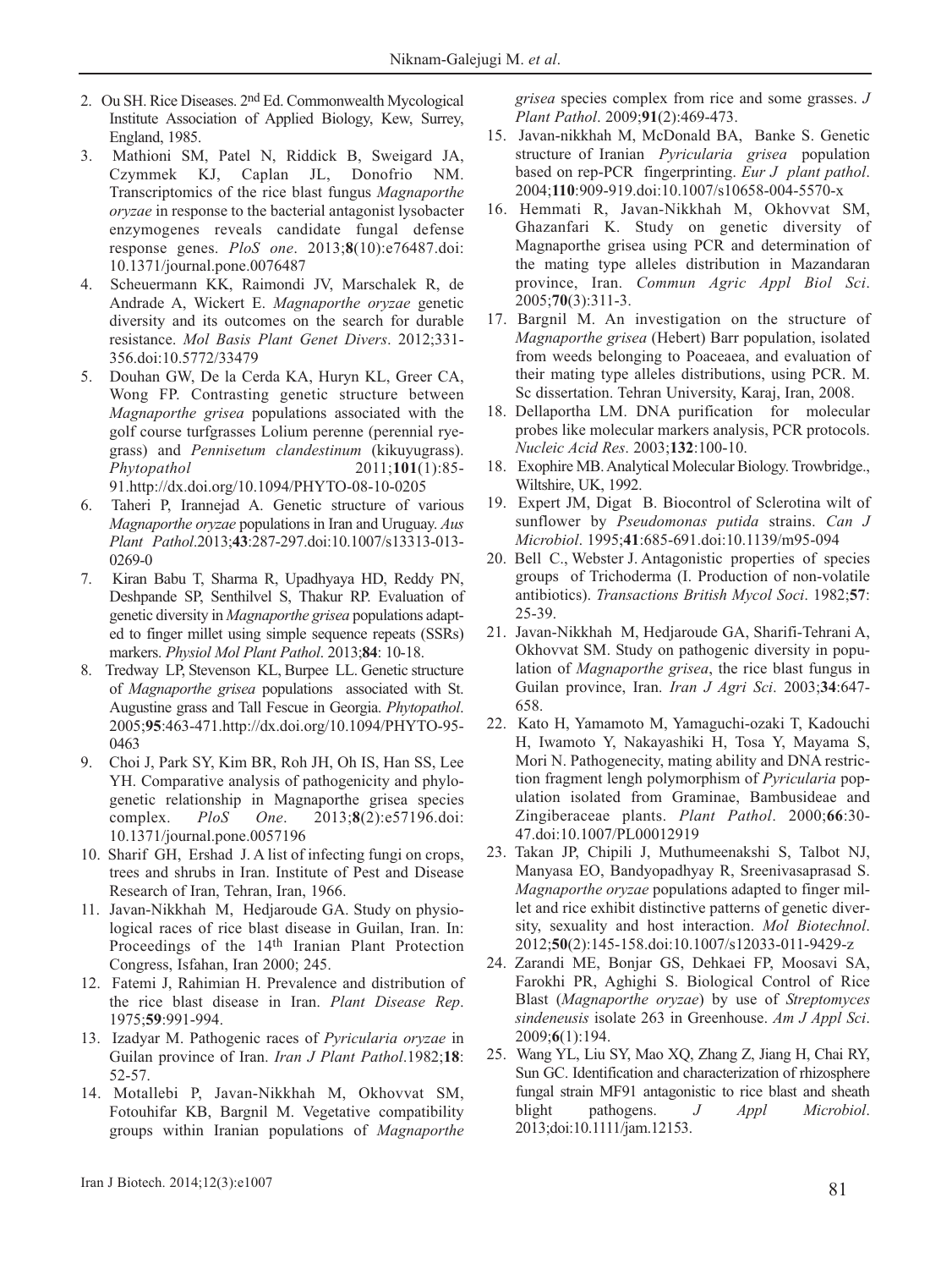2. Ou SH. Rice Diseases. 2nd Ed. Commonwealth Mycological Institute Association of Applied Biology, Kew, Surrey, England, 1985.
3. Mathioni SM, Patel N, Riddick B, Sweigard JA, Czymmek KJ, Caplan JL, Donofrio NM. Transcriptomics of the rice blast fungus *Magnaporthe oryzae* in response to the bacterial antagonist lysobacter enzymogenes reveals candidate fungal defense response genes. *PloS one*. 2013;**8**(10):e76487.doi: 10.1371/journal.pone.0076487
4. Scheuermann KK, Raimondi JV, Marschalek R, de Andrade A, Wickert E. *Magnaporthe oryzae* genetic diversity and its outcomes on the search for durable resistance. *Mol Basis Plant Genet Divers*. 2012;331-356.doi:10.5772/33479
5. Douhan GW, De la Cerda KA, Huryn KL, Greer CA, Wong FP. Contrasting genetic structure between *Magnaporthe grisea* populations associated with the golf course turfgrasses Lolium perenne (perennial ryegrass) and *Pennisetum clandestinum* (kikuyugrass). *Phytopathol* 2011;**101**(1):85-91.http://dx.doi.org/10.1094/PHYTO-08-10-0205
6. Taheri P, Irannejad A. Genetic structure of various *Magnaporthe oryzae* populations in Iran and Uruguay. *Aus Plant Pathol*.2013;**43**:287-297.doi:10.1007/s13313-013-0269-0
7. Kiran Babu T, Sharma R, Upadhyaya HD, Reddy PN, Deshpande SP, Senthilvel S, Thakur RP. Evaluation of genetic diversity in *Magnaporthe grisea* populations adapted to finger millet using simple sequence repeats (SSRs) markers. *Physiol Mol Plant Pathol*. 2013;**84**: 10-18.
8. Tredway LP, Stevenson KL, Burpee LL. Genetic structure of *Magnaporthe grisea* populations associated with St. Augustine grass and Tall Fescue in Georgia. *Phytopathol*. 2005;**95**:463-471.http://dx.doi.org/10.1094/PHYTO-95-0463
9. Choi J, Park SY, Kim BR, Roh JH, Oh IS, Han SS, Lee YH. Comparative analysis of pathogenicity and phylogenetic relationship in Magnaporthe grisea species complex. *PloS One*. 2013;**8**(2):e57196.doi: 10.1371/journal.pone.0057196
10. Sharif GH, Ershad J. A list of infecting fungi on crops, trees and shrubs in Iran. Institute of Pest and Disease Research of Iran, Tehran, Iran, 1966.
11. Javan-Nikkhah M, Hedjaroude GA. Study on physiological races of rice blast disease in Guilan, Iran. In: Proceedings of the 14th Iranian Plant Protection Congress, Isfahan, Iran 2000; 245.
12. Fatemi J, Rahimian H. Prevalence and distribution of the rice blast disease in Iran. *Plant Disease Rep*. 1975;**59**:991-994.
13. Izadyar M. Pathogenic races of *Pyricularia oryzae* in Guilan province of Iran. *Iran J Plant Pathol*.1982;**18**: 52-57.
14. Motallebi P, Javan-Nikkhah M, Okhovvat SM, Fotouhifar KB, Bargnil M. Vegetative compatibility groups within Iranian populations of *Magnaporthe grisea* species complex from rice and some grasses. *J Plant Pathol*. 2009;**91**(2):469-473.
15. Javan-nikkhah M, McDonald BA, Banke S. Genetic structure of Iranian *Pyricularia grisea* population based on rep-PCR fingerprinting. *Eur J plant pathol*. 2004;**110**:909-919.doi:10.1007/s10658-004-5570-x
16. Hemmati R, Javan-Nikkhah M, Okhovvat SM, Ghazanfari K. Study on genetic diversity of Magnaporthe grisea using PCR and determination of the mating type alleles distribution in Mazandaran province, Iran. *Commun Agric Appl Biol Sci*. 2005;**70**(3):311-3.
17. Bargnil M. An investigation on the structure of *Magnaporthe grisea* (Hebert) Barr population, isolated from weeds belonging to Poaceaea, and evaluation of their mating type alleles distributions, using PCR. M. Sc dissertation. Tehran University, Karaj, Iran, 2008.
18. Dellaportha LM. DNA purification for molecular probes like molecular markers analysis, PCR protocols. *Nucleic Acid Res*. 2003;**132**:100-10.
18. Exophire MB. Analytical Molecular Biology. Trowbridge., Wiltshire, UK, 1992.
19. Expert JM, Digat B. Biocontrol of Sclerotina wilt of sunflower by *Pseudomonas putida* strains. *Can J Microbiol*. 1995;**41**:685-691.doi:10.1139/m95-094
20. Bell C., Webster J. Antagonistic properties of species groups of Trichoderma (I. Production of non-volatile antibiotics). *Transactions British Mycol Soci*. 1982;**57**: 25-39.
21. Javan-Nikkhah M, Hedjaroude GA, Sharifi-Tehrani A, Okhovvat SM. Study on pathogenic diversity in population of *Magnaporthe grisea*, the rice blast fungus in Guilan province, Iran. *Iran J Agri Sci*. 2003;**34**:647-658.
22. Kato H, Yamamoto M, Yamaguchi-ozaki T, Kadouchi H, Iwamoto Y, Nakayashiki H, Tosa Y, Mayama S, Mori N. Pathogenecity, mating ability and DNA restriction fragment lengh polymorphism of *Pyricularia* population isolated from Graminae, Bambusideae and Zingiberaceae plants. *Plant Pathol*. 2000;**66**:30-47.doi:10.1007/PL00012919
23. Takan JP, Chipili J, Muthumeenakshi S, Talbot NJ, Manyasa EO, Bandyopadhyay R, Sreenivasaprasad S. *Magnaporthe oryzae* populations adapted to finger millet and rice exhibit distinctive patterns of genetic diversity, sexuality and host interaction. *Mol Biotechnol*. 2012;**50**(2):145-158.doi:10.1007/s12033-011-9429-z
24. Zarandi ME, Bonjar GS, Dehkaei FP, Moosavi SA, Farokhi PR, Aghighi S. Biological Control of Rice Blast (*Magnaporthe oryzae*) by use of *Streptomyces sindeneusis* isolate 263 in Greenhouse. *Am J Appl Sci*. 2009;**6**(1):194.
25. Wang YL, Liu SY, Mao XQ, Zhang Z, Jiang H, Chai RY, Sun GC. Identification and characterization of rhizosphere fungal strain MF91 antagonistic to rice blast and sheath blight pathogens. *J Appl Microbiol*. 2013;doi:10.1111/jam.12153.